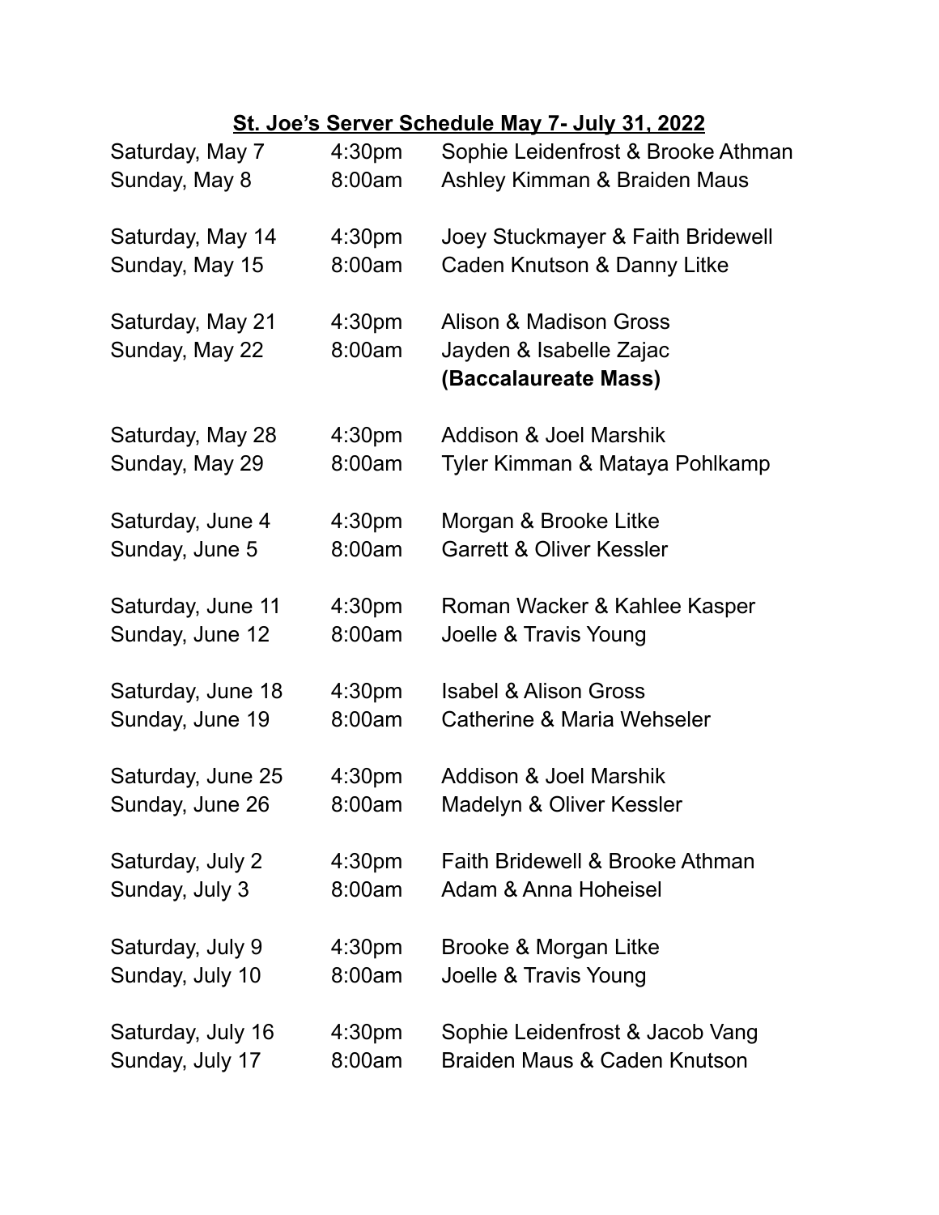# St. Joe's Server Schedule May 7- July 31, 2022

| | | |
|---|---|---|
| Saturday, May 7 | 4:30pm | Sophie Leidenfrost & Brooke Athman |
| Sunday, May 8 | 8:00am | Ashley Kimman & Braiden Maus |
| Saturday, May 14 | 4:30pm | Joey Stuckmayer & Faith Bridewell |
| Sunday, May 15 | 8:00am | Caden Knutson & Danny Litke |
| Saturday, May 21 | 4:30pm | Alison & Madison Gross |
| Sunday, May 22 | 8:00am | Jayden & Isabelle Zajac **(Baccalaureate Mass)** |
| Saturday, May 28 | 4:30pm | Addison & Joel Marshik |
| Sunday, May 29 | 8:00am | Tyler Kimman & Mataya Pohlkamp |
| Saturday, June 4 | 4:30pm | Morgan & Brooke Litke |
| Sunday, June 5 | 8:00am | Garrett & Oliver Kessler |
| Saturday, June 11 | 4:30pm | Roman Wacker & Kahlee Kasper |
| Sunday, June 12 | 8:00am | Joelle & Travis Young |
| Saturday, June 18 | 4:30pm | Isabel & Alison Gross |
| Sunday, June 19 | 8:00am | Catherine & Maria Wehseler |
| Saturday, June 25 | 4:30pm | Addison & Joel Marshik |
| Sunday, June 26 | 8:00am | Madelyn & Oliver Kessler |
| Saturday, July 2 | 4:30pm | Faith Bridewell & Brooke Athman |
| Sunday, July 3 | 8:00am | Adam & Anna Hoheisel |
| Saturday, July 9 | 4:30pm | Brooke & Morgan Litke |
| Sunday, July 10 | 8:00am | Joelle & Travis Young |
| Saturday, July 16 | 4:30pm | Sophie Leidenfrost & Jacob Vang |
| Sunday, July 17 | 8:00am | Braiden Maus & Caden Knutson |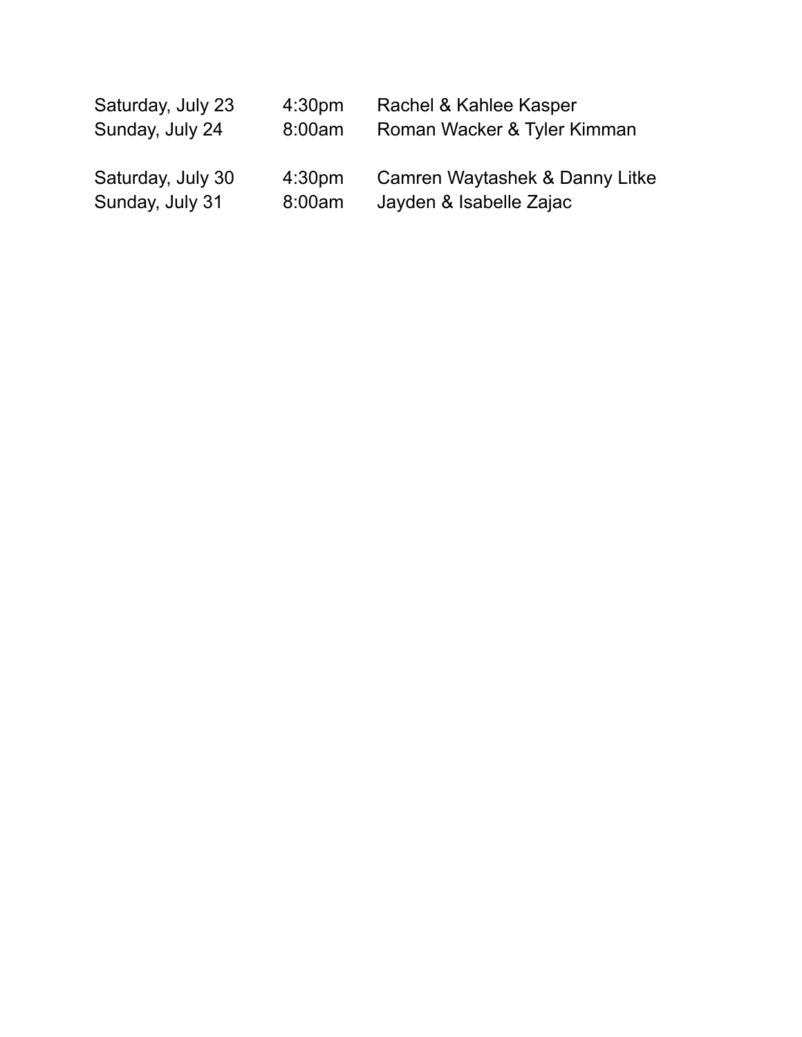| | | |
|---|---|---|
| Saturday, July 23 | 4:30pm | Rachel & Kahlee Kasper |
| Sunday, July 24 | 8:00am | Roman Wacker & Tyler Kimman |
| | | |
| Saturday, July 30 | 4:30pm | Camren Waytashek & Danny Litke |
| Sunday, July 31 | 8:00am | Jayden & Isabelle Zajac |